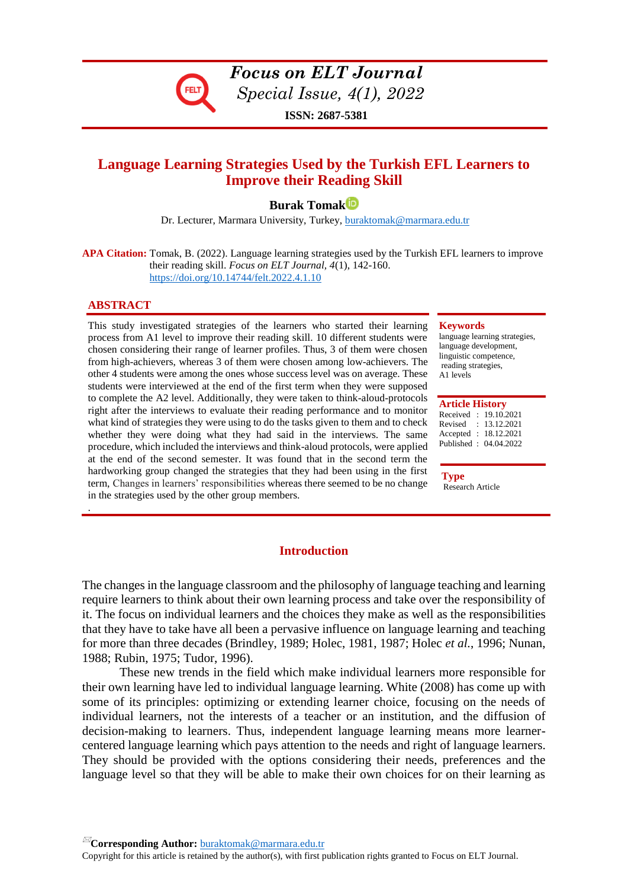# Focus on ELT Journal

*Special Issue, 4(1), 2022*

**ISSN: 2687-5381**

## Language Learning Strategies Used by the Turkish EFL Learners to Improve their Reading Skill

**Burak Tomak**

Dr. Lecturer, Marmara University, Turkey, buraktomak@marmara.edu.tr

**APA Citation:** Tomak, B. (2022). Language learning strategies used by the Turkish EFL learners to improve their reading skill. *Focus on ELT Journal*, *4*(1), 142-160. https://doi.org/10.14744/felt.2022.4.1.10

### ABSTRACT

This study investigated strategies of the learners who started their learning process from A1 level to improve their reading skill. 10 different students were chosen considering their range of learner profiles. Thus, 3 of them were chosen from high-achievers, whereas 3 of them were chosen among low-achievers. The other 4 students were among the ones whose success level was on average. These students were interviewed at the end of the first term when they were supposed to complete the A2 level. Additionally, they were taken to think-aloud-protocols right after the interviews to evaluate their reading performance and to monitor what kind of strategies they were using to do the tasks given to them and to check whether they were doing what they had said in the interviews. The same procedure, which included the interviews and think-aloud protocols, were applied at the end of the second semester. It was found that in the second term the hardworking group changed the strategies that they had been using in the first term, Changes in learners' responsibilities whereas there seemed to be no change in the strategies used by the other group members.

.

**Keywords**

language learning strategies, language development, linguistic competence, reading strategies, A1 levels

**Article History**

Received : 19.10.2021
Revised : 13.12.2021
Accepted : 18.12.2021
Published : 04.04.2022

**Type**

Research Article

## Introduction

The changes in the language classroom and the philosophy of language teaching and learning require learners to think about their own learning process and take over the responsibility of it. The focus on individual learners and the choices they make as well as the responsibilities that they have to take have all been a pervasive influence on language learning and teaching for more than three decades (Brindley, 1989; Holec, 1981, 1987; Holec *et al.*, 1996; Nunan, 1988; Rubin, 1975; Tudor, 1996).

These new trends in the field which make individual learners more responsible for their own learning have led to individual language learning. White (2008) has come up with some of its principles: optimizing or extending learner choice, focusing on the needs of individual learners, not the interests of a teacher or an institution, and the diffusion of decision-making to learners. Thus, independent language learning means more learner-centered language learning which pays attention to the needs and right of language learners. They should be provided with the options considering their needs, preferences and the language level so that they will be able to make their own choices for on their learning as

**Corresponding Author:** buraktomak@marmara.edu.tr

Copyright for this article is retained by the author(s), with first publication rights granted to Focus on ELT Journal.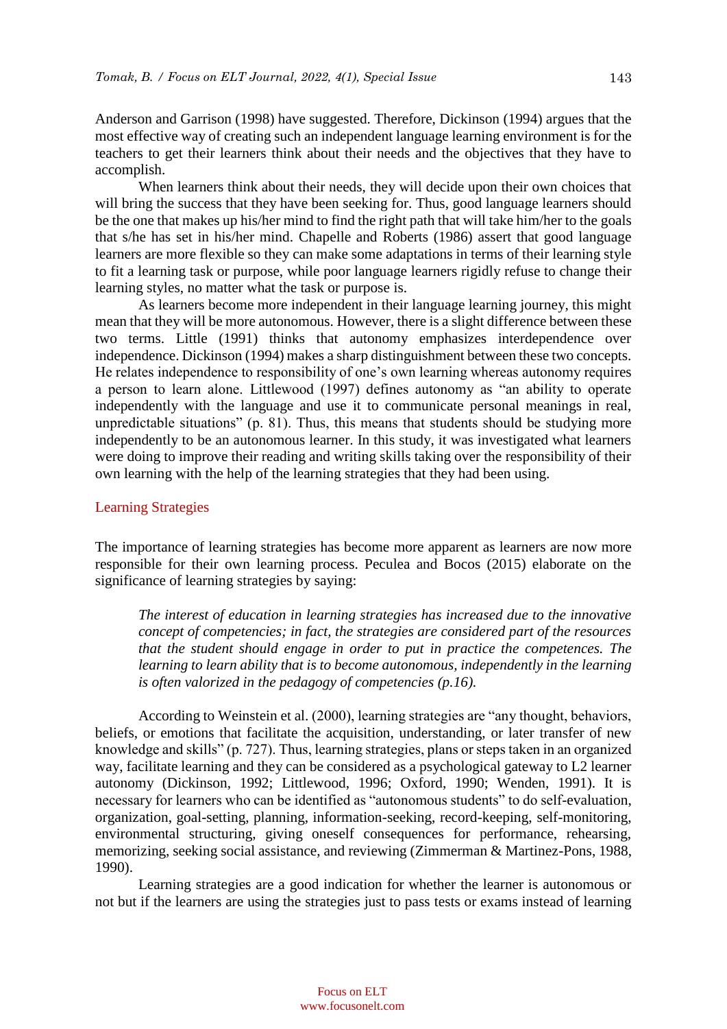Anderson and Garrison (1998) have suggested. Therefore, Dickinson (1994) argues that the most effective way of creating such an independent language learning environment is for the teachers to get their learners think about their needs and the objectives that they have to accomplish.

When learners think about their needs, they will decide upon their own choices that will bring the success that they have been seeking for. Thus, good language learners should be the one that makes up his/her mind to find the right path that will take him/her to the goals that s/he has set in his/her mind. Chapelle and Roberts (1986) assert that good language learners are more flexible so they can make some adaptations in terms of their learning style to fit a learning task or purpose, while poor language learners rigidly refuse to change their learning styles, no matter what the task or purpose is.

As learners become more independent in their language learning journey, this might mean that they will be more autonomous. However, there is a slight difference between these two terms. Little (1991) thinks that autonomy emphasizes interdependence over independence. Dickinson (1994) makes a sharp distinguishment between these two concepts. He relates independence to responsibility of one's own learning whereas autonomy requires a person to learn alone. Littlewood (1997) defines autonomy as "an ability to operate independently with the language and use it to communicate personal meanings in real, unpredictable situations" (p. 81). Thus, this means that students should be studying more independently to be an autonomous learner. In this study, it was investigated what learners were doing to improve their reading and writing skills taking over the responsibility of their own learning with the help of the learning strategies that they had been using.

## Learning Strategies

The importance of learning strategies has become more apparent as learners are now more responsible for their own learning process. Peculea and Bocos (2015) elaborate on the significance of learning strategies by saying:

> *The interest of education in learning strategies has increased due to the innovative concept of competencies; in fact, the strategies are considered part of the resources that the student should engage in order to put in practice the competences. The learning to learn ability that is to become autonomous, independently in the learning is often valorized in the pedagogy of competencies (p.16).*

According to Weinstein et al. (2000), learning strategies are "any thought, behaviors, beliefs, or emotions that facilitate the acquisition, understanding, or later transfer of new knowledge and skills" (p. 727). Thus, learning strategies, plans or steps taken in an organized way, facilitate learning and they can be considered as a psychological gateway to L2 learner autonomy (Dickinson, 1992; Littlewood, 1996; Oxford, 1990; Wenden, 1991). It is necessary for learners who can be identified as "autonomous students" to do self-evaluation, organization, goal-setting, planning, information-seeking, record-keeping, self-monitoring, environmental structuring, giving oneself consequences for performance, rehearsing, memorizing, seeking social assistance, and reviewing (Zimmerman & Martinez-Pons, 1988, 1990).

Learning strategies are a good indication for whether the learner is autonomous or not but if the learners are using the strategies just to pass tests or exams instead of learning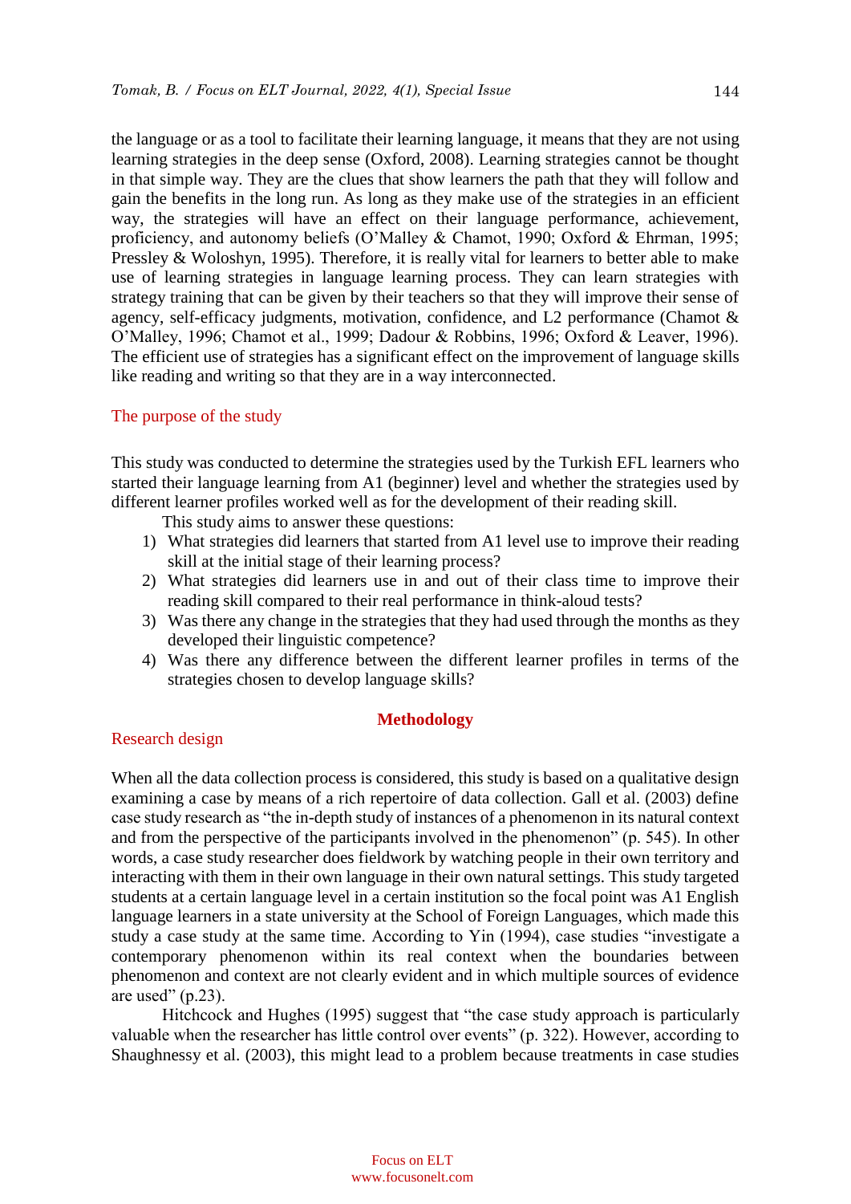the language or as a tool to facilitate their learning language, it means that they are not using learning strategies in the deep sense (Oxford, 2008). Learning strategies cannot be thought in that simple way. They are the clues that show learners the path that they will follow and gain the benefits in the long run. As long as they make use of the strategies in an efficient way, the strategies will have an effect on their language performance, achievement, proficiency, and autonomy beliefs (O'Malley & Chamot, 1990; Oxford & Ehrman, 1995; Pressley & Woloshyn, 1995). Therefore, it is really vital for learners to better able to make use of learning strategies in language learning process. They can learn strategies with strategy training that can be given by their teachers so that they will improve their sense of agency, self-efficacy judgments, motivation, confidence, and L2 performance (Chamot & O'Malley, 1996; Chamot et al., 1999; Dadour & Robbins, 1996; Oxford & Leaver, 1996). The efficient use of strategies has a significant effect on the improvement of language skills like reading and writing so that they are in a way interconnected.

### The purpose of the study

This study was conducted to determine the strategies used by the Turkish EFL learners who started their language learning from A1 (beginner) level and whether the strategies used by different learner profiles worked well as for the development of their reading skill.

This study aims to answer these questions:

1) What strategies did learners that started from A1 level use to improve their reading skill at the initial stage of their learning process?
2) What strategies did learners use in and out of their class time to improve their reading skill compared to their real performance in think-aloud tests?
3) Was there any change in the strategies that they had used through the months as they developed their linguistic competence?
4) Was there any difference between the different learner profiles in terms of the strategies chosen to develop language skills?

## Methodology

### Research design

When all the data collection process is considered, this study is based on a qualitative design examining a case by means of a rich repertoire of data collection. Gall et al. (2003) define case study research as "the in-depth study of instances of a phenomenon in its natural context and from the perspective of the participants involved in the phenomenon" (p. 545). In other words, a case study researcher does fieldwork by watching people in their own territory and interacting with them in their own language in their own natural settings. This study targeted students at a certain language level in a certain institution so the focal point was A1 English language learners in a state university at the School of Foreign Languages, which made this study a case study at the same time. According to Yin (1994), case studies "investigate a contemporary phenomenon within its real context when the boundaries between phenomenon and context are not clearly evident and in which multiple sources of evidence are used" (p.23).

Hitchcock and Hughes (1995) suggest that "the case study approach is particularly valuable when the researcher has little control over events" (p. 322). However, according to Shaughnessy et al. (2003), this might lead to a problem because treatments in case studies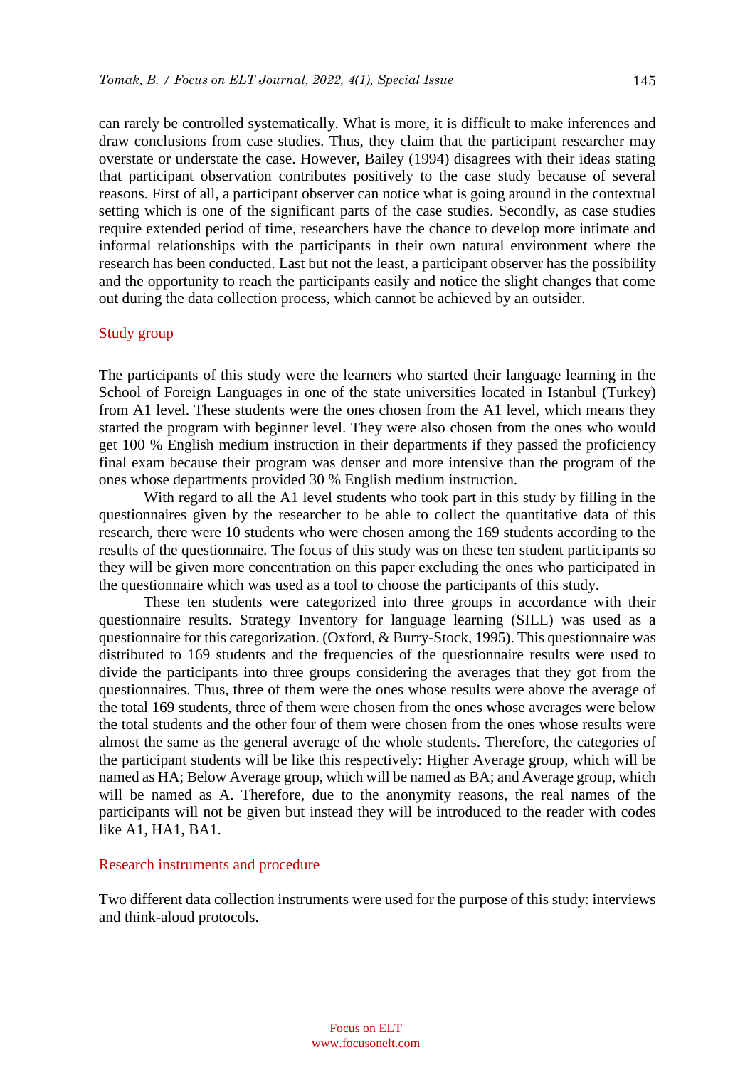can rarely be controlled systematically. What is more, it is difficult to make inferences and draw conclusions from case studies. Thus, they claim that the participant researcher may overstate or understate the case. However, Bailey (1994) disagrees with their ideas stating that participant observation contributes positively to the case study because of several reasons. First of all, a participant observer can notice what is going around in the contextual setting which is one of the significant parts of the case studies. Secondly, as case studies require extended period of time, researchers have the chance to develop more intimate and informal relationships with the participants in their own natural environment where the research has been conducted. Last but not the least, a participant observer has the possibility and the opportunity to reach the participants easily and notice the slight changes that come out during the data collection process, which cannot be achieved by an outsider.

## Study group

The participants of this study were the learners who started their language learning in the School of Foreign Languages in one of the state universities located in Istanbul (Turkey) from A1 level. These students were the ones chosen from the A1 level, which means they started the program with beginner level. They were also chosen from the ones who would get 100 % English medium instruction in their departments if they passed the proficiency final exam because their program was denser and more intensive than the program of the ones whose departments provided 30 % English medium instruction.

With regard to all the A1 level students who took part in this study by filling in the questionnaires given by the researcher to be able to collect the quantitative data of this research, there were 10 students who were chosen among the 169 students according to the results of the questionnaire. The focus of this study was on these ten student participants so they will be given more concentration on this paper excluding the ones who participated in the questionnaire which was used as a tool to choose the participants of this study.

These ten students were categorized into three groups in accordance with their questionnaire results. Strategy Inventory for language learning (SILL) was used as a questionnaire for this categorization. (Oxford, & Burry-Stock, 1995). This questionnaire was distributed to 169 students and the frequencies of the questionnaire results were used to divide the participants into three groups considering the averages that they got from the questionnaires. Thus, three of them were the ones whose results were above the average of the total 169 students, three of them were chosen from the ones whose averages were below the total students and the other four of them were chosen from the ones whose results were almost the same as the general average of the whole students. Therefore, the categories of the participant students will be like this respectively: Higher Average group, which will be named as HA; Below Average group, which will be named as BA; and Average group, which will be named as A. Therefore, due to the anonymity reasons, the real names of the participants will not be given but instead they will be introduced to the reader with codes like A1, HA1, BA1.

## Research instruments and procedure

Two different data collection instruments were used for the purpose of this study: interviews and think-aloud protocols.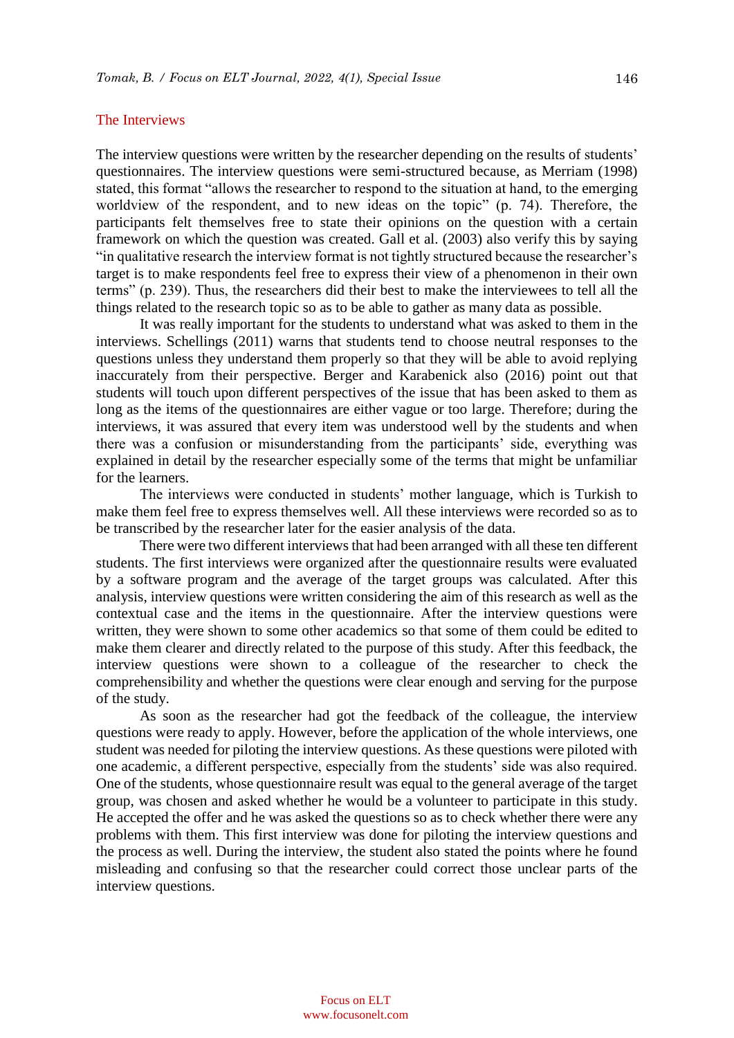## The Interviews

The interview questions were written by the researcher depending on the results of students' questionnaires. The interview questions were semi-structured because, as Merriam (1998) stated, this format "allows the researcher to respond to the situation at hand, to the emerging worldview of the respondent, and to new ideas on the topic" (p. 74). Therefore, the participants felt themselves free to state their opinions on the question with a certain framework on which the question was created. Gall et al. (2003) also verify this by saying "in qualitative research the interview format is not tightly structured because the researcher's target is to make respondents feel free to express their view of a phenomenon in their own terms" (p. 239). Thus, the researchers did their best to make the interviewees to tell all the things related to the research topic so as to be able to gather as many data as possible.

It was really important for the students to understand what was asked to them in the interviews. Schellings (2011) warns that students tend to choose neutral responses to the questions unless they understand them properly so that they will be able to avoid replying inaccurately from their perspective. Berger and Karabenick also (2016) point out that students will touch upon different perspectives of the issue that has been asked to them as long as the items of the questionnaires are either vague or too large. Therefore; during the interviews, it was assured that every item was understood well by the students and when there was a confusion or misunderstanding from the participants' side, everything was explained in detail by the researcher especially some of the terms that might be unfamiliar for the learners.

The interviews were conducted in students' mother language, which is Turkish to make them feel free to express themselves well. All these interviews were recorded so as to be transcribed by the researcher later for the easier analysis of the data.

There were two different interviews that had been arranged with all these ten different students. The first interviews were organized after the questionnaire results were evaluated by a software program and the average of the target groups was calculated. After this analysis, interview questions were written considering the aim of this research as well as the contextual case and the items in the questionnaire. After the interview questions were written, they were shown to some other academics so that some of them could be edited to make them clearer and directly related to the purpose of this study. After this feedback, the interview questions were shown to a colleague of the researcher to check the comprehensibility and whether the questions were clear enough and serving for the purpose of the study.

As soon as the researcher had got the feedback of the colleague, the interview questions were ready to apply. However, before the application of the whole interviews, one student was needed for piloting the interview questions. As these questions were piloted with one academic, a different perspective, especially from the students' side was also required. One of the students, whose questionnaire result was equal to the general average of the target group, was chosen and asked whether he would be a volunteer to participate in this study. He accepted the offer and he was asked the questions so as to check whether there were any problems with them. This first interview was done for piloting the interview questions and the process as well. During the interview, the student also stated the points where he found misleading and confusing so that the researcher could correct those unclear parts of the interview questions.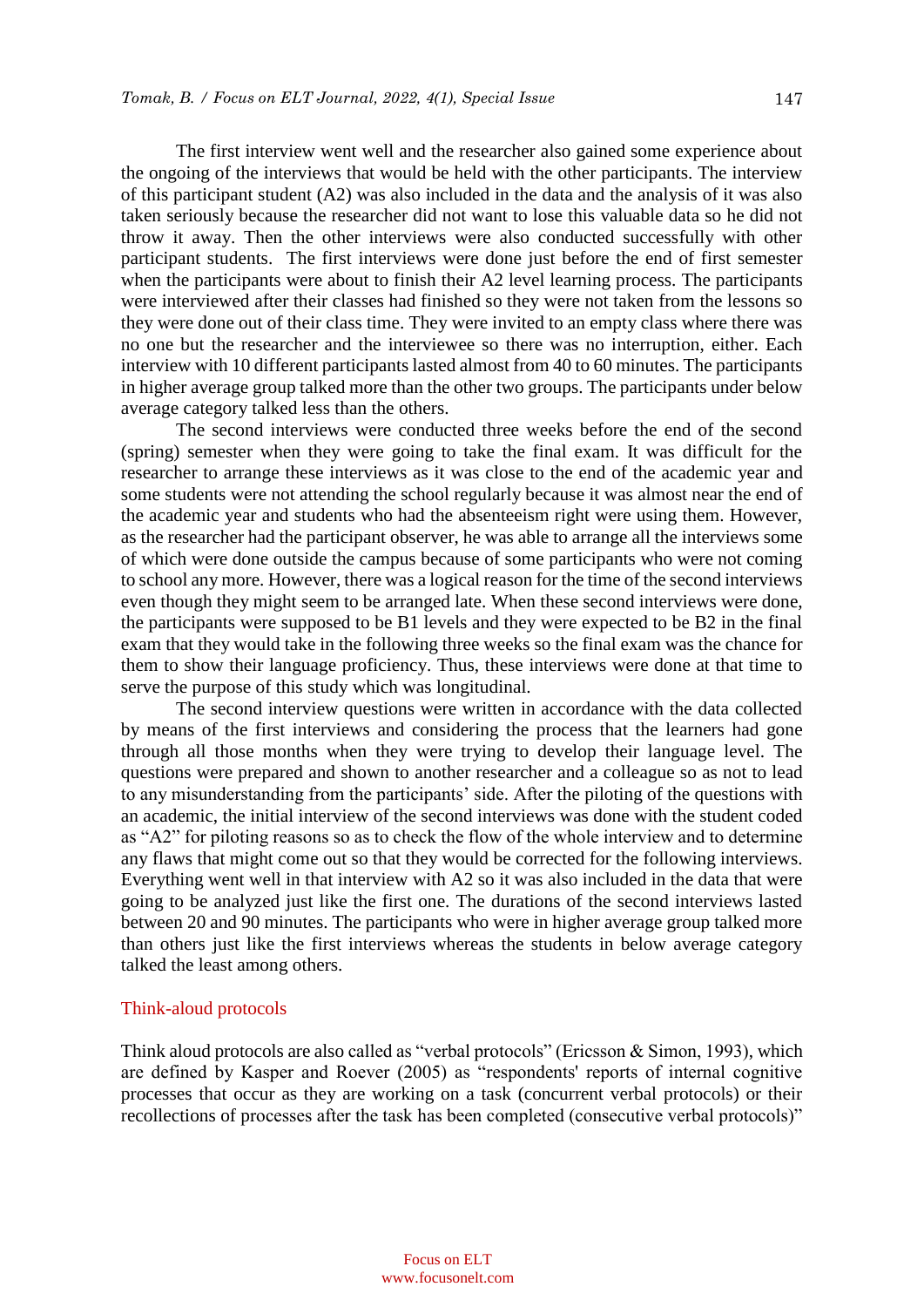The first interview went well and the researcher also gained some experience about the ongoing of the interviews that would be held with the other participants. The interview of this participant student (A2) was also included in the data and the analysis of it was also taken seriously because the researcher did not want to lose this valuable data so he did not throw it away. Then the other interviews were also conducted successfully with other participant students. The first interviews were done just before the end of first semester when the participants were about to finish their A2 level learning process. The participants were interviewed after their classes had finished so they were not taken from the lessons so they were done out of their class time. They were invited to an empty class where there was no one but the researcher and the interviewee so there was no interruption, either. Each interview with 10 different participants lasted almost from 40 to 60 minutes. The participants in higher average group talked more than the other two groups. The participants under below average category talked less than the others.

The second interviews were conducted three weeks before the end of the second (spring) semester when they were going to take the final exam. It was difficult for the researcher to arrange these interviews as it was close to the end of the academic year and some students were not attending the school regularly because it was almost near the end of the academic year and students who had the absenteeism right were using them. However, as the researcher had the participant observer, he was able to arrange all the interviews some of which were done outside the campus because of some participants who were not coming to school any more. However, there was a logical reason for the time of the second interviews even though they might seem to be arranged late. When these second interviews were done, the participants were supposed to be B1 levels and they were expected to be B2 in the final exam that they would take in the following three weeks so the final exam was the chance for them to show their language proficiency. Thus, these interviews were done at that time to serve the purpose of this study which was longitudinal.

The second interview questions were written in accordance with the data collected by means of the first interviews and considering the process that the learners had gone through all those months when they were trying to develop their language level. The questions were prepared and shown to another researcher and a colleague so as not to lead to any misunderstanding from the participants' side. After the piloting of the questions with an academic, the initial interview of the second interviews was done with the student coded as "A2" for piloting reasons so as to check the flow of the whole interview and to determine any flaws that might come out so that they would be corrected for the following interviews. Everything went well in that interview with A2 so it was also included in the data that were going to be analyzed just like the first one. The durations of the second interviews lasted between 20 and 90 minutes. The participants who were in higher average group talked more than others just like the first interviews whereas the students in below average category talked the least among others.

### Think-aloud protocols

Think aloud protocols are also called as "verbal protocols" (Ericsson & Simon, 1993), which are defined by Kasper and Roever (2005) as "respondents' reports of internal cognitive processes that occur as they are working on a task (concurrent verbal protocols) or their recollections of processes after the task has been completed (consecutive verbal protocols)"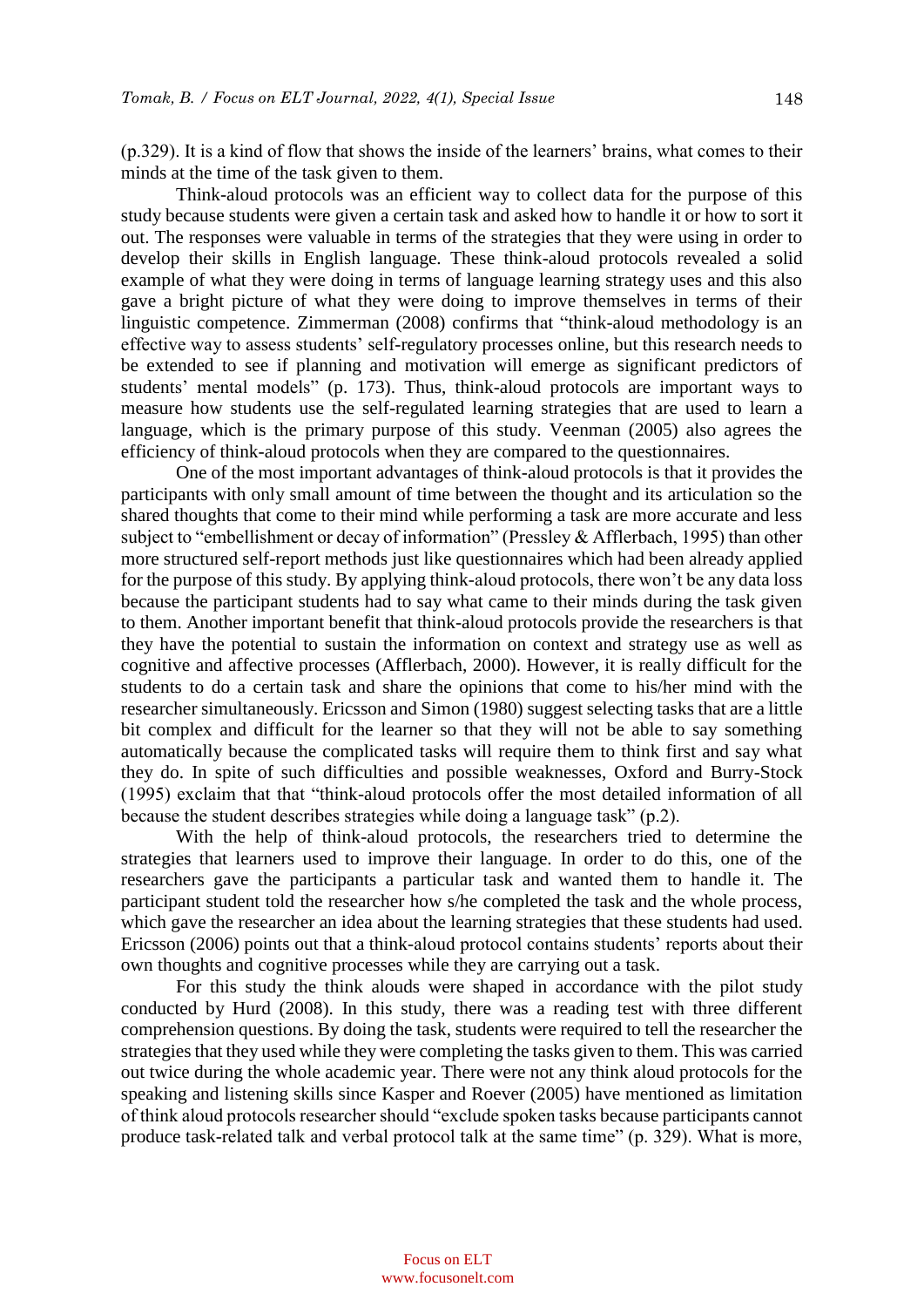(p.329). It is a kind of flow that shows the inside of the learners' brains, what comes to their minds at the time of the task given to them.

Think-aloud protocols was an efficient way to collect data for the purpose of this study because students were given a certain task and asked how to handle it or how to sort it out. The responses were valuable in terms of the strategies that they were using in order to develop their skills in English language. These think-aloud protocols revealed a solid example of what they were doing in terms of language learning strategy uses and this also gave a bright picture of what they were doing to improve themselves in terms of their linguistic competence. Zimmerman (2008) confirms that "think-aloud methodology is an effective way to assess students' self-regulatory processes online, but this research needs to be extended to see if planning and motivation will emerge as significant predictors of students' mental models" (p. 173). Thus, think-aloud protocols are important ways to measure how students use the self-regulated learning strategies that are used to learn a language, which is the primary purpose of this study. Veenman (2005) also agrees the efficiency of think-aloud protocols when they are compared to the questionnaires.

One of the most important advantages of think-aloud protocols is that it provides the participants with only small amount of time between the thought and its articulation so the shared thoughts that come to their mind while performing a task are more accurate and less subject to "embellishment or decay of information" (Pressley & Afflerbach, 1995) than other more structured self-report methods just like questionnaires which had been already applied for the purpose of this study. By applying think-aloud protocols, there won't be any data loss because the participant students had to say what came to their minds during the task given to them. Another important benefit that think-aloud protocols provide the researchers is that they have the potential to sustain the information on context and strategy use as well as cognitive and affective processes (Afflerbach, 2000). However, it is really difficult for the students to do a certain task and share the opinions that come to his/her mind with the researcher simultaneously. Ericsson and Simon (1980) suggest selecting tasks that are a little bit complex and difficult for the learner so that they will not be able to say something automatically because the complicated tasks will require them to think first and say what they do. In spite of such difficulties and possible weaknesses, Oxford and Burry-Stock (1995) exclaim that that "think-aloud protocols offer the most detailed information of all because the student describes strategies while doing a language task" (p.2).

With the help of think-aloud protocols, the researchers tried to determine the strategies that learners used to improve their language. In order to do this, one of the researchers gave the participants a particular task and wanted them to handle it. The participant student told the researcher how s/he completed the task and the whole process, which gave the researcher an idea about the learning strategies that these students had used. Ericsson (2006) points out that a think-aloud protocol contains students' reports about their own thoughts and cognitive processes while they are carrying out a task.

For this study the think alouds were shaped in accordance with the pilot study conducted by Hurd (2008). In this study, there was a reading test with three different comprehension questions. By doing the task, students were required to tell the researcher the strategies that they used while they were completing the tasks given to them. This was carried out twice during the whole academic year. There were not any think aloud protocols for the speaking and listening skills since Kasper and Roever (2005) have mentioned as limitation of think aloud protocols researcher should "exclude spoken tasks because participants cannot produce task-related talk and verbal protocol talk at the same time" (p. 329). What is more,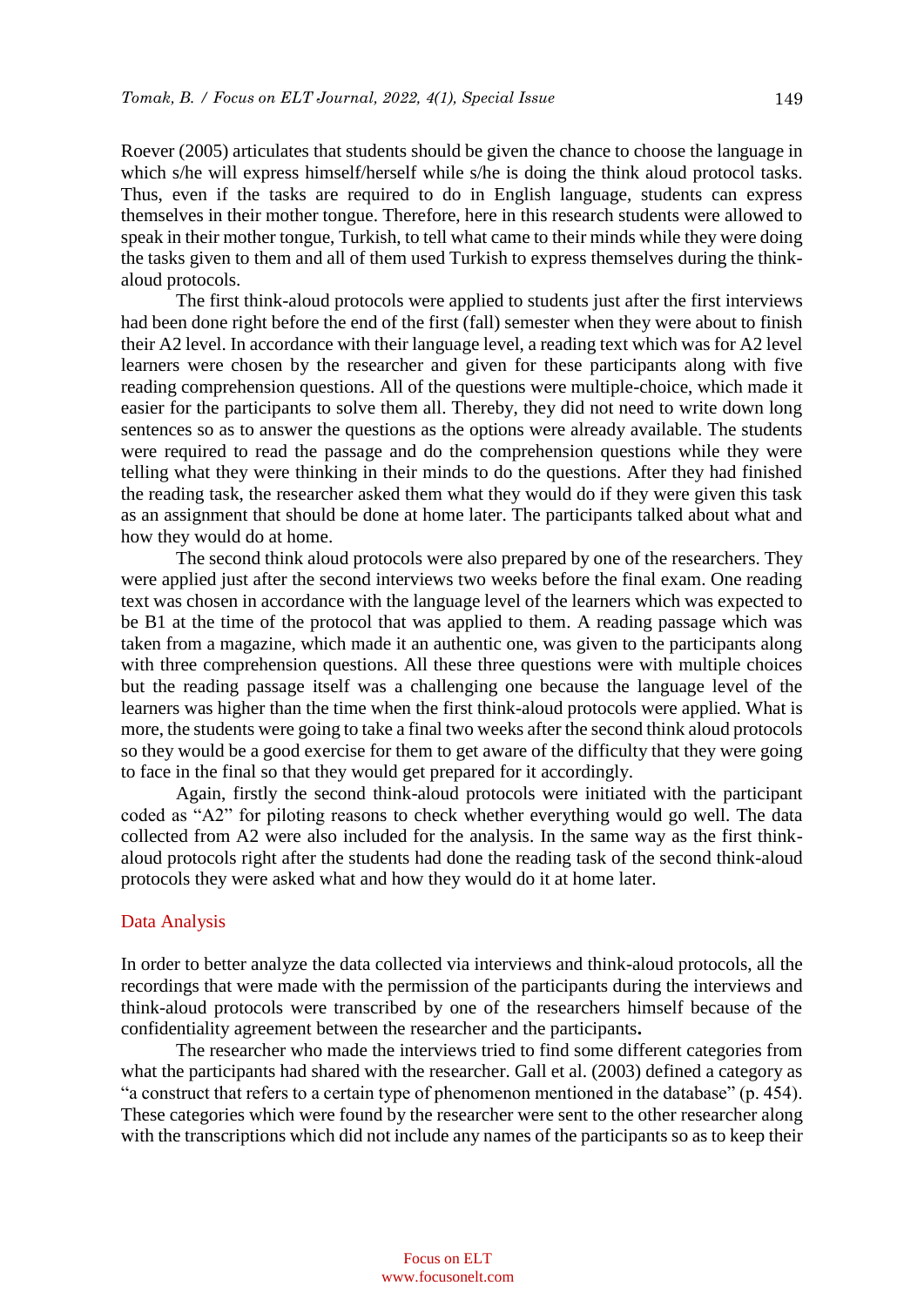Roever (2005) articulates that students should be given the chance to choose the language in which s/he will express himself/herself while s/he is doing the think aloud protocol tasks. Thus, even if the tasks are required to do in English language, students can express themselves in their mother tongue. Therefore, here in this research students were allowed to speak in their mother tongue, Turkish, to tell what came to their minds while they were doing the tasks given to them and all of them used Turkish to express themselves during the think-aloud protocols.

The first think-aloud protocols were applied to students just after the first interviews had been done right before the end of the first (fall) semester when they were about to finish their A2 level. In accordance with their language level, a reading text which was for A2 level learners were chosen by the researcher and given for these participants along with five reading comprehension questions. All of the questions were multiple-choice, which made it easier for the participants to solve them all. Thereby, they did not need to write down long sentences so as to answer the questions as the options were already available. The students were required to read the passage and do the comprehension questions while they were telling what they were thinking in their minds to do the questions. After they had finished the reading task, the researcher asked them what they would do if they were given this task as an assignment that should be done at home later. The participants talked about what and how they would do at home.

The second think aloud protocols were also prepared by one of the researchers. They were applied just after the second interviews two weeks before the final exam. One reading text was chosen in accordance with the language level of the learners which was expected to be B1 at the time of the protocol that was applied to them. A reading passage which was taken from a magazine, which made it an authentic one, was given to the participants along with three comprehension questions. All these three questions were with multiple choices but the reading passage itself was a challenging one because the language level of the learners was higher than the time when the first think-aloud protocols were applied. What is more, the students were going to take a final two weeks after the second think aloud protocols so they would be a good exercise for them to get aware of the difficulty that they were going to face in the final so that they would get prepared for it accordingly.

Again, firstly the second think-aloud protocols were initiated with the participant coded as "A2" for piloting reasons to check whether everything would go well. The data collected from A2 were also included for the analysis. In the same way as the first think-aloud protocols right after the students had done the reading task of the second think-aloud protocols they were asked what and how they would do it at home later.

## Data Analysis

In order to better analyze the data collected via interviews and think-aloud protocols, all the recordings that were made with the permission of the participants during the interviews and think-aloud protocols were transcribed by one of the researchers himself because of the confidentiality agreement between the researcher and the participants**.**

The researcher who made the interviews tried to find some different categories from what the participants had shared with the researcher. Gall et al. (2003) defined a category as "a construct that refers to a certain type of phenomenon mentioned in the database" (p. 454). These categories which were found by the researcher were sent to the other researcher along with the transcriptions which did not include any names of the participants so as to keep their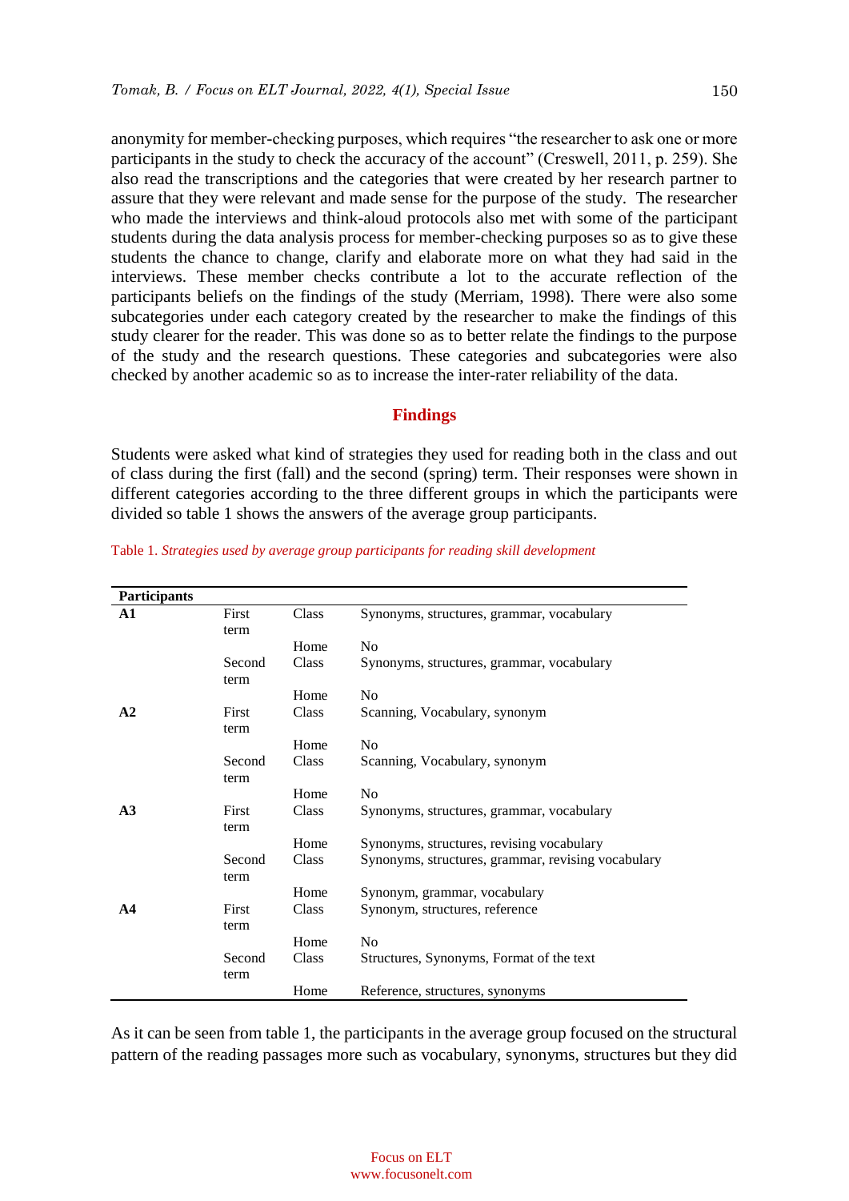anonymity for member-checking purposes, which requires "the researcher to ask one or more participants in the study to check the accuracy of the account" (Creswell, 2011, p. 259). She also read the transcriptions and the categories that were created by her research partner to assure that they were relevant and made sense for the purpose of the study. The researcher who made the interviews and think-aloud protocols also met with some of the participant students during the data analysis process for member-checking purposes so as to give these students the chance to change, clarify and elaborate more on what they had said in the interviews. These member checks contribute a lot to the accurate reflection of the participants beliefs on the findings of the study (Merriam, 1998). There were also some subcategories under each category created by the researcher to make the findings of this study clearer for the reader. This was done so as to better relate the findings to the purpose of the study and the research questions. These categories and subcategories were also checked by another academic so as to increase the inter-rater reliability of the data.

## Findings

Students were asked what kind of strategies they used for reading both in the class and out of class during the first (fall) and the second (spring) term. Their responses were shown in different categories according to the three different groups in which the participants were divided so table 1 shows the answers of the average group participants.

Table 1. *Strategies used by average group participants for reading skill development*

| Participants | | | |
|---|---|---|---|
| **A1** | First term | Class | Synonyms, structures, grammar, vocabulary |
| | | Home | No |
| | Second term | Class | Synonyms, structures, grammar, vocabulary |
| | | Home | No |
| **A2** | First term | Class | Scanning, Vocabulary, synonym |
| | | Home | No |
| | Second term | Class | Scanning, Vocabulary, synonym |
| | | Home | No |
| **A3** | First term | Class | Synonyms, structures, grammar, vocabulary |
| | | Home | Synonyms, structures, revising vocabulary |
| | Second term | Class | Synonyms, structures, grammar, revising vocabulary |
| | | Home | Synonym, grammar, vocabulary |
| **A4** | First term | Class | Synonym, structures, reference |
| | | Home | No |
| | Second term | Class | Structures, Synonyms, Format of the text |
| | | Home | Reference, structures, synonyms |

As it can be seen from table 1, the participants in the average group focused on the structural pattern of the reading passages more such as vocabulary, synonyms, structures but they did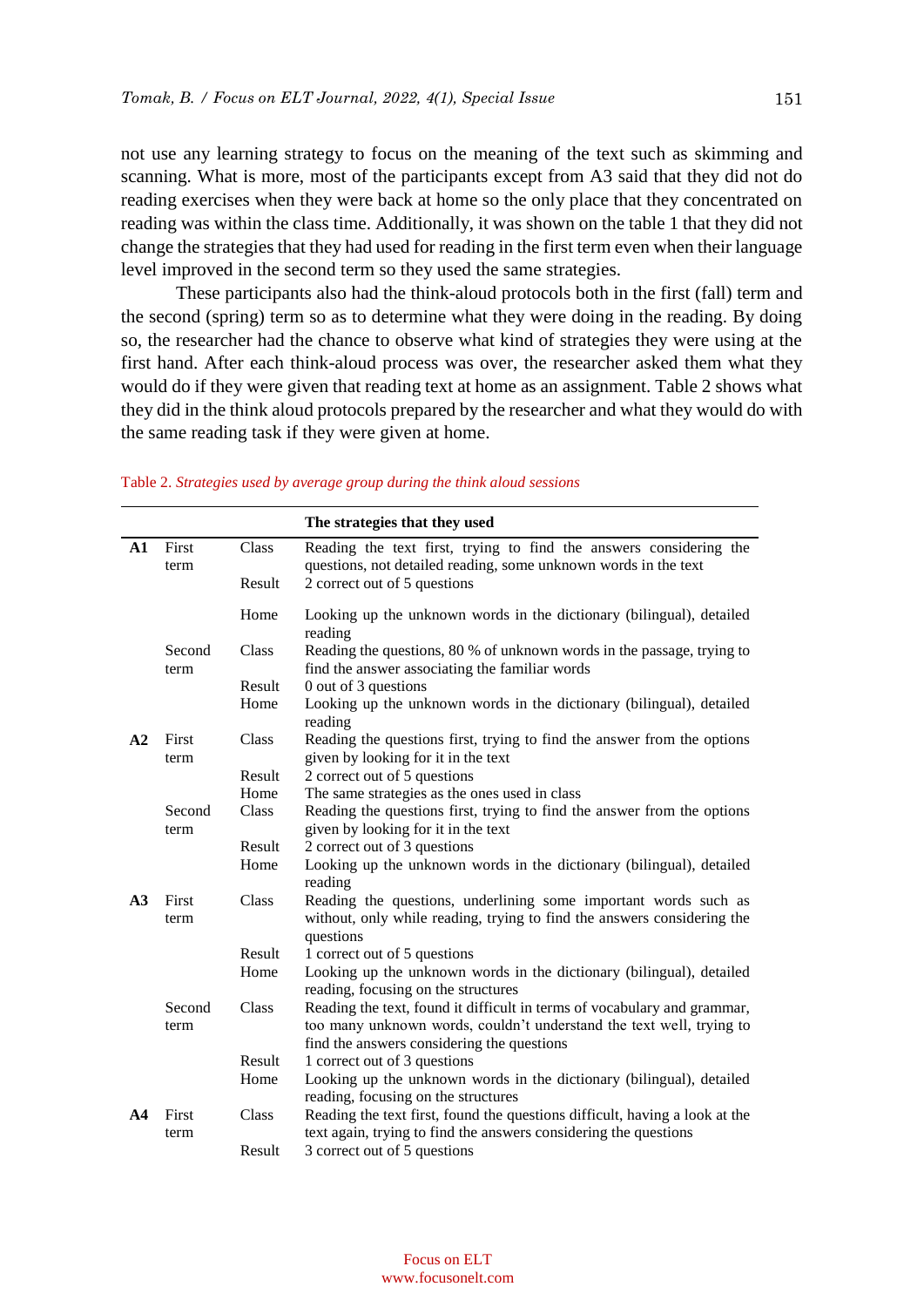not use any learning strategy to focus on the meaning of the text such as skimming and scanning. What is more, most of the participants except from A3 said that they did not do reading exercises when they were back at home so the only place that they concentrated on reading was within the class time. Additionally, it was shown on the table 1 that they did not change the strategies that they had used for reading in the first term even when their language level improved in the second term so they used the same strategies.

These participants also had the think-aloud protocols both in the first (fall) term and the second (spring) term so as to determine what they were doing in the reading. By doing so, the researcher had the chance to observe what kind of strategies they were using at the first hand. After each think-aloud process was over, the researcher asked them what they would do if they were given that reading text at home as an assignment. Table 2 shows what they did in the think aloud protocols prepared by the researcher and what they would do with the same reading task if they were given at home.

Table 2. *Strategies used by average group during the think aloud sessions*

| | | | **The strategies that they used** |
|---|---|---|---|
| **A1** | First term | Class | Reading the text first, trying to find the answers considering the questions, not detailed reading, some unknown words in the text |
| | | Result | 2 correct out of 5 questions |
| | | Home | Looking up the unknown words in the dictionary (bilingual), detailed reading |
| | Second term | Class | Reading the questions, 80 % of unknown words in the passage, trying to find the answer associating the familiar words |
| | | Result | 0 out of 3 questions |
| | | Home | Looking up the unknown words in the dictionary (bilingual), detailed reading |
| **A2** | First term | Class | Reading the questions first, trying to find the answer from the options given by looking for it in the text |
| | | Result | 2 correct out of 5 questions |
| | | Home | The same strategies as the ones used in class |
| | Second term | Class | Reading the questions first, trying to find the answer from the options given by looking for it in the text |
| | | Result | 2 correct out of 3 questions |
| | | Home | Looking up the unknown words in the dictionary (bilingual), detailed reading |
| **A3** | First term | Class | Reading the questions, underlining some important words such as without, only while reading, trying to find the answers considering the questions |
| | | Result | 1 correct out of 5 questions |
| | | Home | Looking up the unknown words in the dictionary (bilingual), detailed reading, focusing on the structures |
| | Second term | Class | Reading the text, found it difficult in terms of vocabulary and grammar, too many unknown words, couldn't understand the text well, trying to find the answers considering the questions |
| | | Result | 1 correct out of 3 questions |
| | | Home | Looking up the unknown words in the dictionary (bilingual), detailed reading, focusing on the structures |
| **A4** | First term | Class | Reading the text first, found the questions difficult, having a look at the text again, trying to find the answers considering the questions |
| | | Result | 3 correct out of 5 questions |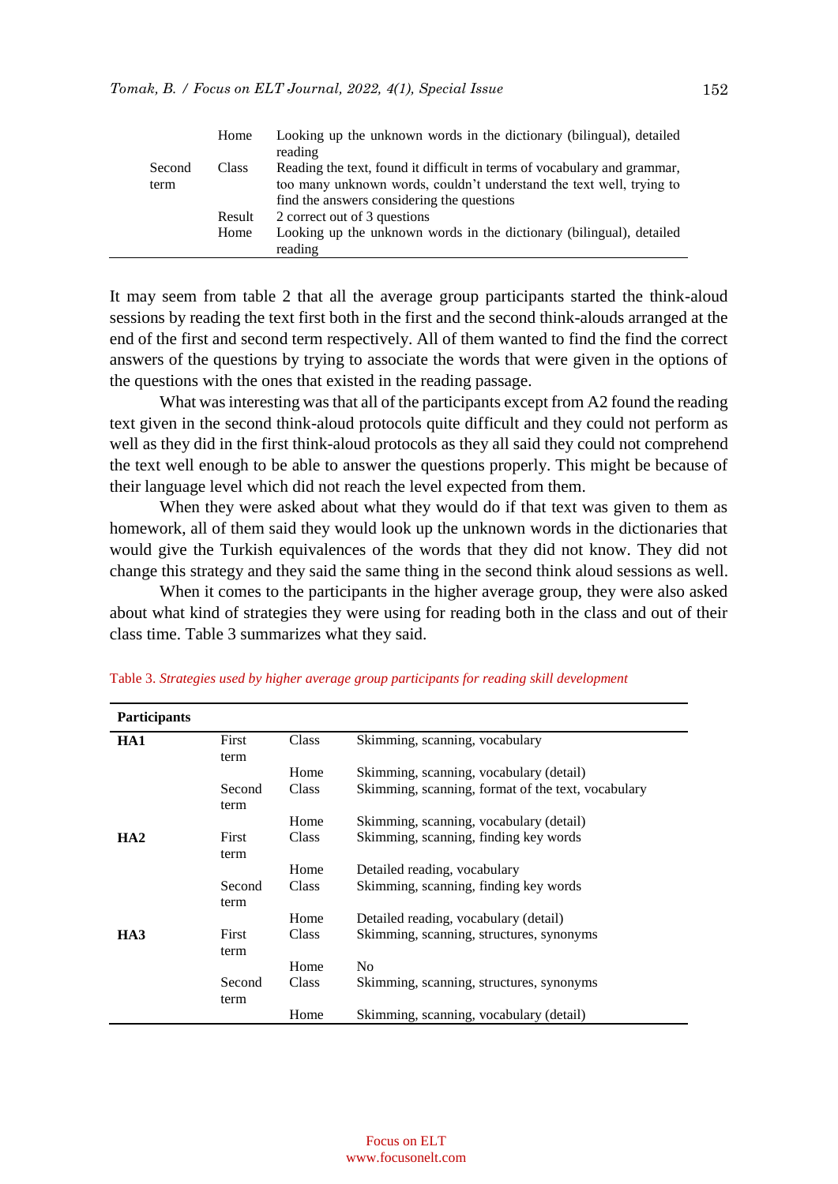| | | |
|---|---|---|
| | Home | Looking up the unknown words in the dictionary (bilingual), detailed reading |
| Second term | Class | Reading the text, found it difficult in terms of vocabulary and grammar, too many unknown words, couldn't understand the text well, trying to find the answers considering the questions |
| | Result | 2 correct out of 3 questions |
| | Home | Looking up the unknown words in the dictionary (bilingual), detailed reading |

It may seem from table 2 that all the average group participants started the think-aloud sessions by reading the text first both in the first and the second think-alouds arranged at the end of the first and second term respectively. All of them wanted to find the find the correct answers of the questions by trying to associate the words that were given in the options of the questions with the ones that existed in the reading passage.

What was interesting was that all of the participants except from A2 found the reading text given in the second think-aloud protocols quite difficult and they could not perform as well as they did in the first think-aloud protocols as they all said they could not comprehend the text well enough to be able to answer the questions properly. This might be because of their language level which did not reach the level expected from them.

When they were asked about what they would do if that text was given to them as homework, all of them said they would look up the unknown words in the dictionaries that would give the Turkish equivalences of the words that they did not know. They did not change this strategy and they said the same thing in the second think aloud sessions as well.

When it comes to the participants in the higher average group, they were also asked about what kind of strategies they were using for reading both in the class and out of their class time. Table 3 summarizes what they said.

Table 3. *Strategies used by higher average group participants for reading skill development*

| **Participants** | | | |
|---|---|---|---|
| **HA1** | First term | Class | Skimming, scanning, vocabulary |
| | | Home | Skimming, scanning, vocabulary (detail) |
| | Second term | Class | Skimming, scanning, format of the text, vocabulary |
| | | Home | Skimming, scanning, vocabulary (detail) |
| **HA2** | First term | Class | Skimming, scanning, finding key words |
| | | Home | Detailed reading, vocabulary |
| | Second term | Class | Skimming, scanning, finding key words |
| | | Home | Detailed reading, vocabulary (detail) |
| **HA3** | First term | Class | Skimming, scanning, structures, synonyms |
| | | Home | No |
| | Second term | Class | Skimming, scanning, structures, synonyms |
| | | Home | Skimming, scanning, vocabulary (detail) |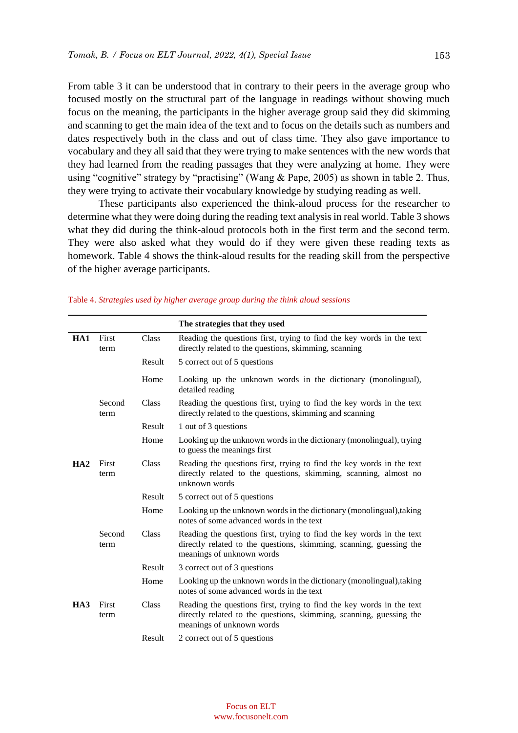From table 3 it can be understood that in contrary to their peers in the average group who focused mostly on the structural part of the language in readings without showing much focus on the meaning, the participants in the higher average group said they did skimming and scanning to get the main idea of the text and to focus on the details such as numbers and dates respectively both in the class and out of class time. They also gave importance to vocabulary and they all said that they were trying to make sentences with the new words that they had learned from the reading passages that they were analyzing at home. They were using "cognitive" strategy by "practising" (Wang & Pape, 2005) as shown in table 2. Thus, they were trying to activate their vocabulary knowledge by studying reading as well.

These participants also experienced the think-aloud process for the researcher to determine what they were doing during the reading text analysis in real world. Table 3 shows what they did during the think-aloud protocols both in the first term and the second term. They were also asked what they would do if they were given these reading texts as homework. Table 4 shows the think-aloud results for the reading skill from the perspective of the higher average participants.

Table 4. *Strategies used by higher average group during the think aloud sessions*

| | | | **The strategies that they used** |
|---|---|---|---|
| **HA1** | First term | Class | Reading the questions first, trying to find the key words in the text directly related to the questions, skimming, scanning |
| | | Result | 5 correct out of 5 questions |
| | | Home | Looking up the unknown words in the dictionary (monolingual), detailed reading |
| | Second term | Class | Reading the questions first, trying to find the key words in the text directly related to the questions, skimming and scanning |
| | | Result | 1 out of 3 questions |
| | | Home | Looking up the unknown words in the dictionary (monolingual), trying to guess the meanings first |
| **HA2** | First term | Class | Reading the questions first, trying to find the key words in the text directly related to the questions, skimming, scanning, almost no unknown words |
| | | Result | 5 correct out of 5 questions |
| | | Home | Looking up the unknown words in the dictionary (monolingual),taking notes of some advanced words in the text |
| | Second term | Class | Reading the questions first, trying to find the key words in the text directly related to the questions, skimming, scanning, guessing the meanings of unknown words |
| | | Result | 3 correct out of 3 questions |
| | | Home | Looking up the unknown words in the dictionary (monolingual),taking notes of some advanced words in the text |
| **HA3** | First term | Class | Reading the questions first, trying to find the key words in the text directly related to the questions, skimming, scanning, guessing the meanings of unknown words |
| | | Result | 2 correct out of 5 questions |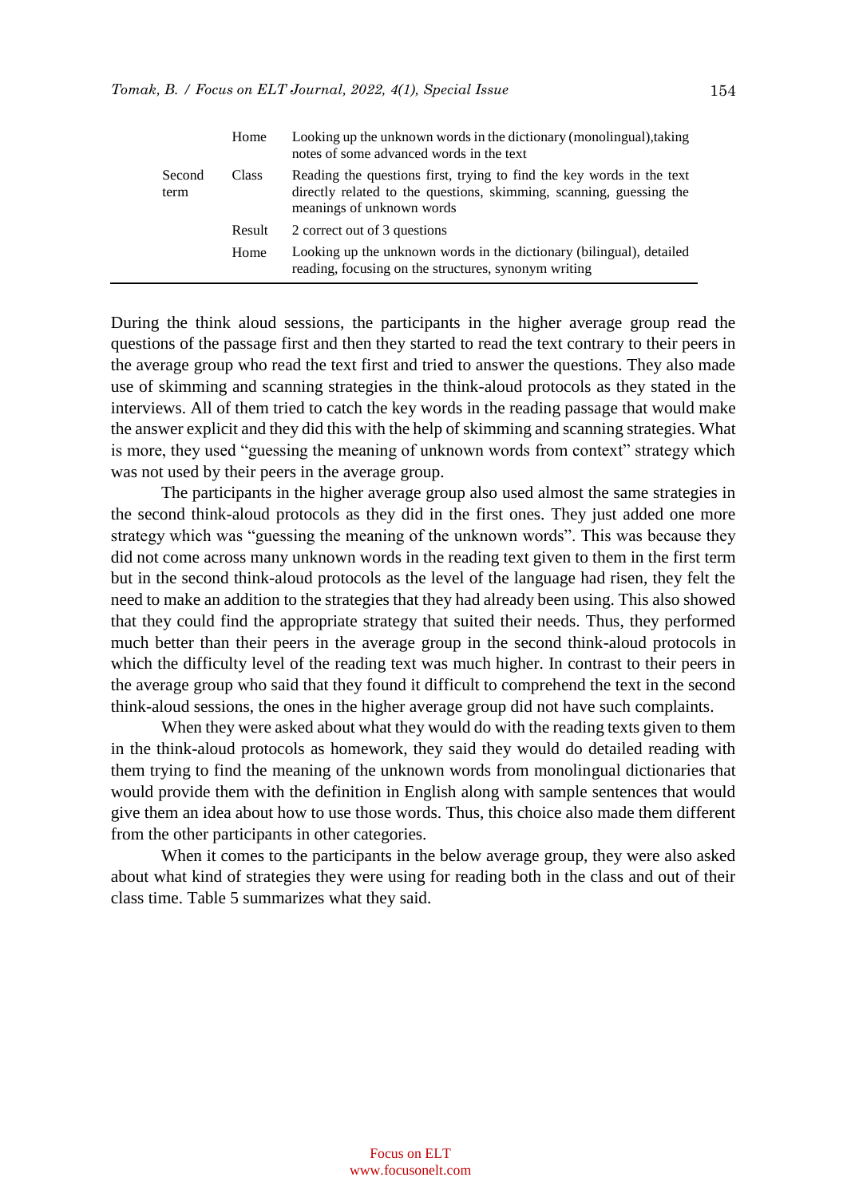| | | |
|---|---|---|
| | Home | Looking up the unknown words in the dictionary (monolingual),taking notes of some advanced words in the text |
| Second term | Class | Reading the questions first, trying to find the key words in the text directly related to the questions, skimming, scanning, guessing the meanings of unknown words |
| | Result | 2 correct out of 3 questions |
| | Home | Looking up the unknown words in the dictionary (bilingual), detailed reading, focusing on the structures, synonym writing |

During the think aloud sessions, the participants in the higher average group read the questions of the passage first and then they started to read the text contrary to their peers in the average group who read the text first and tried to answer the questions. They also made use of skimming and scanning strategies in the think-aloud protocols as they stated in the interviews. All of them tried to catch the key words in the reading passage that would make the answer explicit and they did this with the help of skimming and scanning strategies. What is more, they used "guessing the meaning of unknown words from context" strategy which was not used by their peers in the average group.

The participants in the higher average group also used almost the same strategies in the second think-aloud protocols as they did in the first ones. They just added one more strategy which was "guessing the meaning of the unknown words". This was because they did not come across many unknown words in the reading text given to them in the first term but in the second think-aloud protocols as the level of the language had risen, they felt the need to make an addition to the strategies that they had already been using. This also showed that they could find the appropriate strategy that suited their needs. Thus, they performed much better than their peers in the average group in the second think-aloud protocols in which the difficulty level of the reading text was much higher. In contrast to their peers in the average group who said that they found it difficult to comprehend the text in the second think-aloud sessions, the ones in the higher average group did not have such complaints.

When they were asked about what they would do with the reading texts given to them in the think-aloud protocols as homework, they said they would do detailed reading with them trying to find the meaning of the unknown words from monolingual dictionaries that would provide them with the definition in English along with sample sentences that would give them an idea about how to use those words. Thus, this choice also made them different from the other participants in other categories.

When it comes to the participants in the below average group, they were also asked about what kind of strategies they were using for reading both in the class and out of their class time. Table 5 summarizes what they said.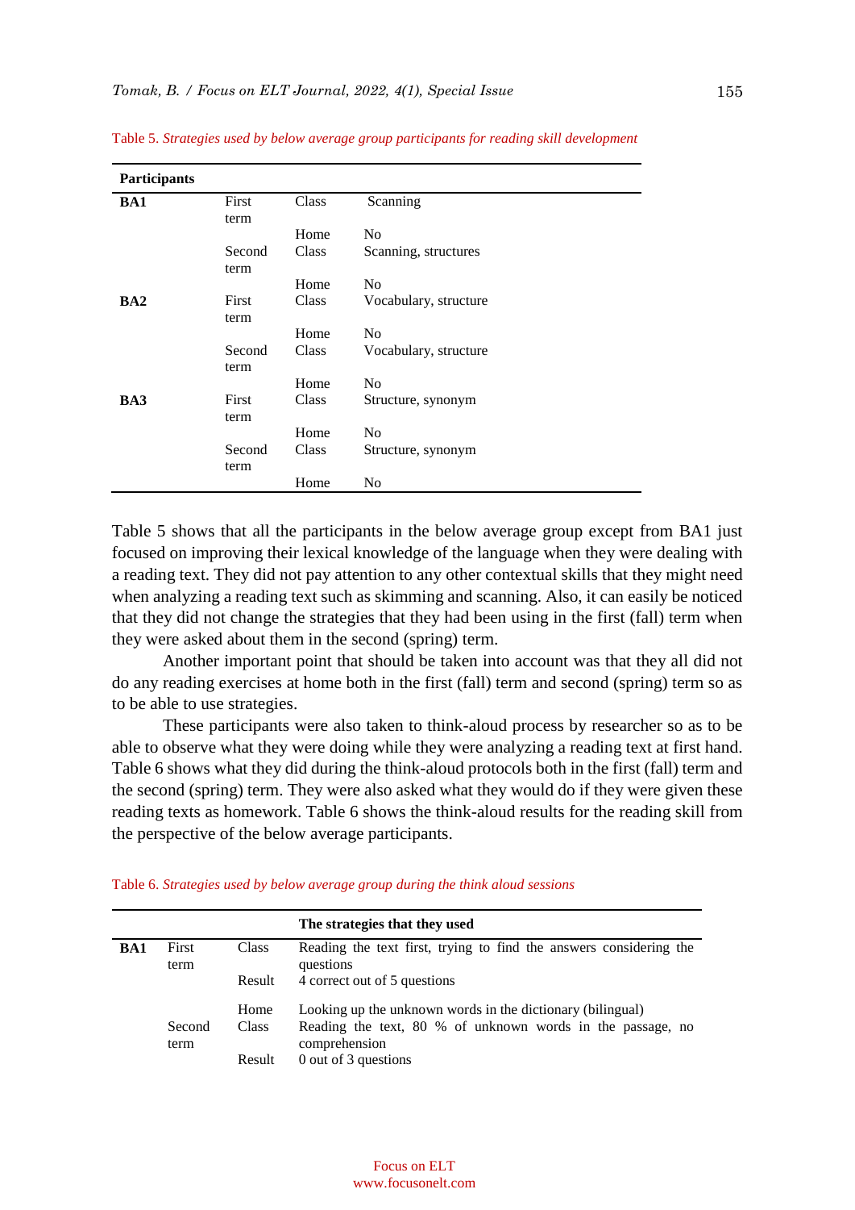Table 5. *Strategies used by below average group participants for reading skill development*

| Participants | | | |
|---|---|---|---|
| **BA1** | First term | Class | Scanning |
| | | Home | No |
| | Second term | Class | Scanning, structures |
| | | Home | No |
| **BA2** | First term | Class | Vocabulary, structure |
| | | Home | No |
| | Second term | Class | Vocabulary, structure |
| | | Home | No |
| **BA3** | First term | Class | Structure, synonym |
| | | Home | No |
| | Second term | Class | Structure, synonym |
| | | Home | No |

Table 5 shows that all the participants in the below average group except from BA1 just focused on improving their lexical knowledge of the language when they were dealing with a reading text. They did not pay attention to any other contextual skills that they might need when analyzing a reading text such as skimming and scanning. Also, it can easily be noticed that they did not change the strategies that they had been using in the first (fall) term when they were asked about them in the second (spring) term.

Another important point that should be taken into account was that they all did not do any reading exercises at home both in the first (fall) term and second (spring) term so as to be able to use strategies.

These participants were also taken to think-aloud process by researcher so as to be able to observe what they were doing while they were analyzing a reading text at first hand. Table 6 shows what they did during the think-aloud protocols both in the first (fall) term and the second (spring) term. They were also asked what they would do if they were given these reading texts as homework. Table 6 shows the think-aloud results for the reading skill from the perspective of the below average participants.

Table 6. *Strategies used by below average group during the think aloud sessions*

| | | | **The strategies that they used** |
|---|---|---|---|
| **BA1** | First term | Class | Reading the text first, trying to find the answers considering the questions |
| | | Result | 4 correct out of 5 questions |
| | | Home | Looking up the unknown words in the dictionary (bilingual) |
| | Second term | Class | Reading the text, 80 % of unknown words in the passage, no comprehension |
| | | Result | 0 out of 3 questions |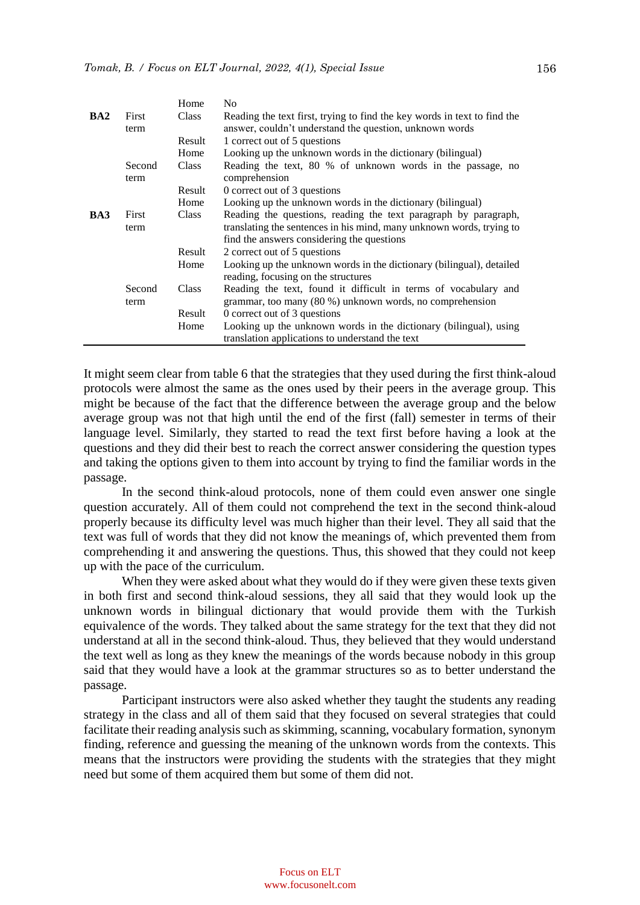| | | | |
|---|---|---|---|
| | | Home | No |
| **BA2** | First term | Class | Reading the text first, trying to find the key words in text to find the answer, couldn't understand the question, unknown words |
| | | Result | 1 correct out of 5 questions |
| | | Home | Looking up the unknown words in the dictionary (bilingual) |
| | Second term | Class | Reading the text, 80 % of unknown words in the passage, no comprehension |
| | | Result | 0 correct out of 3 questions |
| | | Home | Looking up the unknown words in the dictionary (bilingual) |
| **BA3** | First term | Class | Reading the questions, reading the text paragraph by paragraph, translating the sentences in his mind, many unknown words, trying to find the answers considering the questions |
| | | Result | 2 correct out of 5 questions |
| | | Home | Looking up the unknown words in the dictionary (bilingual), detailed reading, focusing on the structures |
| | Second term | Class | Reading the text, found it difficult in terms of vocabulary and grammar, too many (80 %) unknown words, no comprehension |
| | | Result | 0 correct out of 3 questions |
| | | Home | Looking up the unknown words in the dictionary (bilingual), using translation applications to understand the text |

It might seem clear from table 6 that the strategies that they used during the first think-aloud protocols were almost the same as the ones used by their peers in the average group. This might be because of the fact that the difference between the average group and the below average group was not that high until the end of the first (fall) semester in terms of their language level. Similarly, they started to read the text first before having a look at the questions and they did their best to reach the correct answer considering the question types and taking the options given to them into account by trying to find the familiar words in the passage.

In the second think-aloud protocols, none of them could even answer one single question accurately. All of them could not comprehend the text in the second think-aloud properly because its difficulty level was much higher than their level. They all said that the text was full of words that they did not know the meanings of, which prevented them from comprehending it and answering the questions. Thus, this showed that they could not keep up with the pace of the curriculum.

When they were asked about what they would do if they were given these texts given in both first and second think-aloud sessions, they all said that they would look up the unknown words in bilingual dictionary that would provide them with the Turkish equivalence of the words. They talked about the same strategy for the text that they did not understand at all in the second think-aloud. Thus, they believed that they would understand the text well as long as they knew the meanings of the words because nobody in this group said that they would have a look at the grammar structures so as to better understand the passage.

Participant instructors were also asked whether they taught the students any reading strategy in the class and all of them said that they focused on several strategies that could facilitate their reading analysis such as skimming, scanning, vocabulary formation, synonym finding, reference and guessing the meaning of the unknown words from the contexts. This means that the instructors were providing the students with the strategies that they might need but some of them acquired them but some of them did not.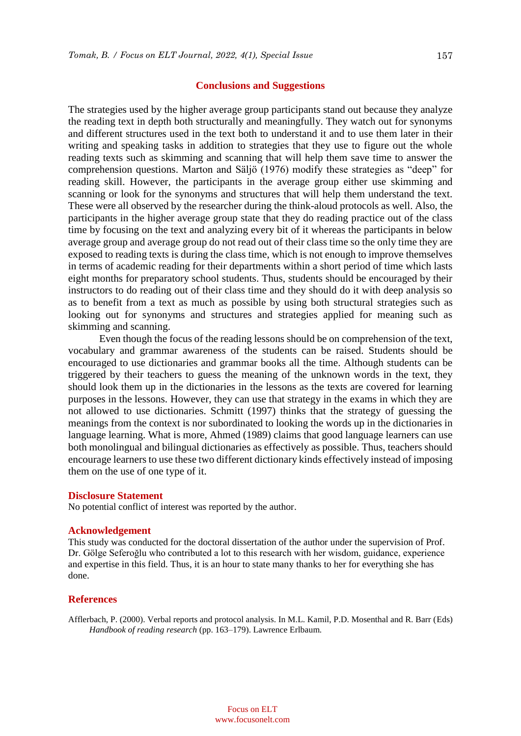## Conclusions and Suggestions

The strategies used by the higher average group participants stand out because they analyze the reading text in depth both structurally and meaningfully. They watch out for synonyms and different structures used in the text both to understand it and to use them later in their writing and speaking tasks in addition to strategies that they use to figure out the whole reading texts such as skimming and scanning that will help them save time to answer the comprehension questions. Marton and Säljö (1976) modify these strategies as "deep" for reading skill. However, the participants in the average group either use skimming and scanning or look for the synonyms and structures that will help them understand the text. These were all observed by the researcher during the think-aloud protocols as well. Also, the participants in the higher average group state that they do reading practice out of the class time by focusing on the text and analyzing every bit of it whereas the participants in below average group and average group do not read out of their class time so the only time they are exposed to reading texts is during the class time, which is not enough to improve themselves in terms of academic reading for their departments within a short period of time which lasts eight months for preparatory school students. Thus, students should be encouraged by their instructors to do reading out of their class time and they should do it with deep analysis so as to benefit from a text as much as possible by using both structural strategies such as looking out for synonyms and structures and strategies applied for meaning such as skimming and scanning.

Even though the focus of the reading lessons should be on comprehension of the text, vocabulary and grammar awareness of the students can be raised. Students should be encouraged to use dictionaries and grammar books all the time. Although students can be triggered by their teachers to guess the meaning of the unknown words in the text, they should look them up in the dictionaries in the lessons as the texts are covered for learning purposes in the lessons. However, they can use that strategy in the exams in which they are not allowed to use dictionaries. Schmitt (1997) thinks that the strategy of guessing the meanings from the context is nor subordinated to looking the words up in the dictionaries in language learning. What is more, Ahmed (1989) claims that good language learners can use both monolingual and bilingual dictionaries as effectively as possible. Thus, teachers should encourage learners to use these two different dictionary kinds effectively instead of imposing them on the use of one type of it.

### Disclosure Statement

No potential conflict of interest was reported by the author.

### Acknowledgement

This study was conducted for the doctoral dissertation of the author under the supervision of Prof. Dr. Gölge Seferoğlu who contributed a lot to this research with her wisdom, guidance, experience and expertise in this field. Thus, it is an hour to state many thanks to her for everything she has done.

### References

Afflerbach, P. (2000). Verbal reports and protocol analysis. In M.L. Kamil, P.D. Mosenthal and R. Barr (Eds) *Handbook of reading research* (pp. 163–179). Lawrence Erlbaum.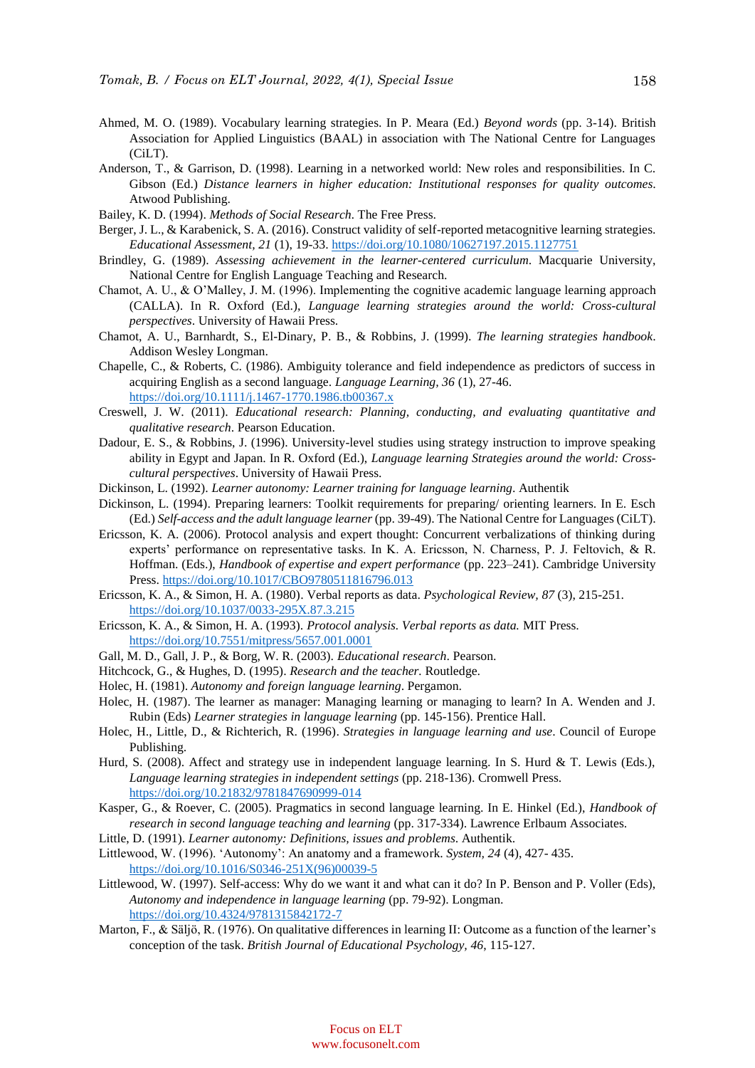Ahmed, M. O. (1989). Vocabulary learning strategies. In P. Meara (Ed.) *Beyond words* (pp. 3-14). British Association for Applied Linguistics (BAAL) in association with The National Centre for Languages (CiLT).

Anderson, T., & Garrison, D. (1998). Learning in a networked world: New roles and responsibilities. In C. Gibson (Ed.) *Distance learners in higher education: Institutional responses for quality outcomes*. Atwood Publishing.

Bailey, K. D. (1994). *Methods of Social Research*. The Free Press.

Berger, J. L., & Karabenick, S. A. (2016). Construct validity of self-reported metacognitive learning strategies. *Educational Assessment, 21* (1), 19-33. https://doi.org/10.1080/10627197.2015.1127751

Brindley, G. (1989). *Assessing achievement in the learner-centered curriculum*. Macquarie University, National Centre for English Language Teaching and Research.

Chamot, A. U., & O'Malley, J. M. (1996). Implementing the cognitive academic language learning approach (CALLA). In R. Oxford (Ed.), *Language learning strategies around the world: Cross-cultural perspectives*. University of Hawaii Press.

Chamot, A. U., Barnhardt, S., El-Dinary, P. B., & Robbins, J. (1999). *The learning strategies handbook*. Addison Wesley Longman.

Chapelle, C., & Roberts, C. (1986). Ambiguity tolerance and field independence as predictors of success in acquiring English as a second language. *Language Learning, 36* (1), 27-46. https://doi.org/10.1111/j.1467-1770.1986.tb00367.x

Creswell, J. W. (2011). *Educational research: Planning, conducting, and evaluating quantitative and qualitative research*. Pearson Education.

Dadour, E. S., & Robbins, J. (1996). University-level studies using strategy instruction to improve speaking ability in Egypt and Japan. In R. Oxford (Ed.), *Language learning Strategies around the world: Cross-cultural perspectives*. University of Hawaii Press.

Dickinson, L. (1992). *Learner autonomy: Learner training for language learning*. Authentik

Dickinson, L. (1994). Preparing learners: Toolkit requirements for preparing/ orienting learners. In E. Esch (Ed.) *Self-access and the adult language learner* (pp. 39-49). The National Centre for Languages (CiLT).

Ericsson, K. A. (2006). Protocol analysis and expert thought: Concurrent verbalizations of thinking during experts' performance on representative tasks. In K. A. Ericsson, N. Charness, P. J. Feltovich, & R. Hoffman. (Eds.), *Handbook of expertise and expert performance* (pp. 223–241). Cambridge University Press. https://doi.org/10.1017/CBO9780511816796.013

Ericsson, K. A., & Simon, H. A. (1980). Verbal reports as data. *Psychological Review, 87* (3), 215-251. https://doi.org/10.1037/0033-295X.87.3.215

Ericsson, K. A., & Simon, H. A. (1993). *Protocol analysis. Verbal reports as data.* MIT Press. https://doi.org/10.7551/mitpress/5657.001.0001

Gall, M. D., Gall, J. P., & Borg, W. R. (2003). *Educational research*. Pearson.

Hitchcock, G., & Hughes, D. (1995). *Research and the teacher*. Routledge.

Holec, H. (1981). *Autonomy and foreign language learning*. Pergamon.

Holec, H. (1987). The learner as manager: Managing learning or managing to learn? In A. Wenden and J. Rubin (Eds) *Learner strategies in language learning* (pp. 145-156). Prentice Hall.

Holec, H., Little, D., & Richterich, R. (1996). *Strategies in language learning and use*. Council of Europe Publishing.

Hurd, S. (2008). Affect and strategy use in independent language learning. In S. Hurd & T. Lewis (Eds.), *Language learning strategies in independent settings* (pp. 218-136). Cromwell Press. https://doi.org/10.21832/9781847690999-014

Kasper, G., & Roever, C. (2005). Pragmatics in second language learning. In E. Hinkel (Ed.), *Handbook of research in second language teaching and learning* (pp. 317-334). Lawrence Erlbaum Associates.

Little, D. (1991). *Learner autonomy: Definitions, issues and problems*. Authentik.

Littlewood, W. (1996). 'Autonomy': An anatomy and a framework. *System, 24* (4), 427- 435. https://doi.org/10.1016/S0346-251X(96)00039-5

Littlewood, W. (1997). Self-access: Why do we want it and what can it do? In P. Benson and P. Voller (Eds), *Autonomy and independence in language learning* (pp. 79-92). Longman. https://doi.org/10.4324/9781315842172-7

Marton, F., & Säljö, R. (1976). On qualitative differences in learning II: Outcome as a function of the learner's conception of the task. *British Journal of Educational Psychology, 46*, 115-127.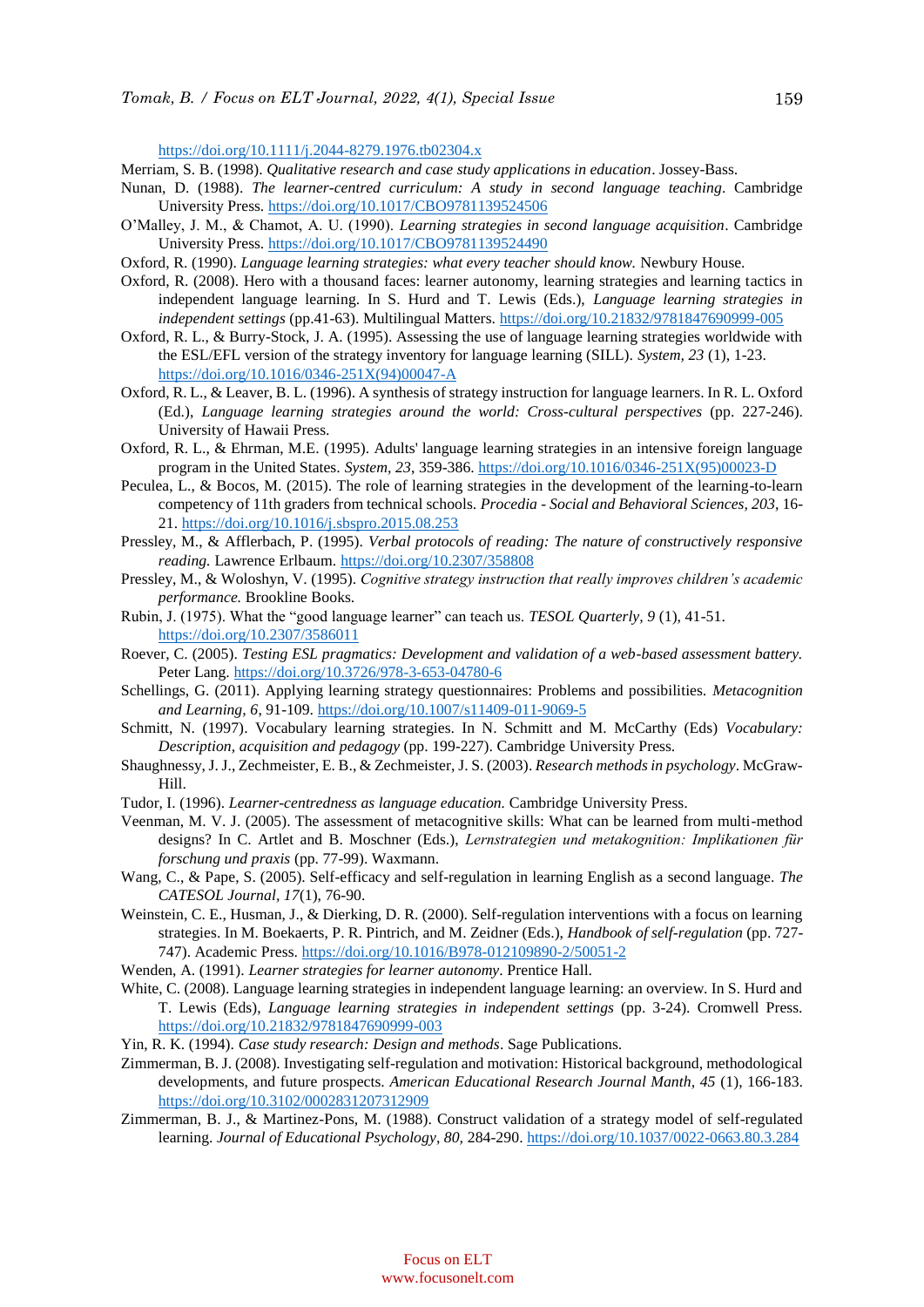https://doi.org/10.1111/j.2044-8279.1976.tb02304.x

Merriam, S. B. (1998). *Qualitative research and case study applications in education*. Jossey-Bass.

Nunan, D. (1988). *The learner-centred curriculum: A study in second language teaching*. Cambridge University Press. https://doi.org/10.1017/CBO9781139524506

O'Malley, J. M., & Chamot, A. U. (1990). *Learning strategies in second language acquisition*. Cambridge University Press. https://doi.org/10.1017/CBO9781139524490

Oxford, R. (1990). *Language learning strategies: what every teacher should know.* Newbury House.

Oxford, R. (2008). Hero with a thousand faces: learner autonomy, learning strategies and learning tactics in independent language learning. In S. Hurd and T. Lewis (Eds.), *Language learning strategies in independent settings* (pp.41-63). Multilingual Matters. https://doi.org/10.21832/9781847690999-005

Oxford, R. L., & Burry-Stock, J. A. (1995). Assessing the use of language learning strategies worldwide with the ESL/EFL version of the strategy inventory for language learning (SILL). *System, 23* (1), 1-23. https://doi.org/10.1016/0346-251X(94)00047-A

Oxford, R. L., & Leaver, B. L. (1996). A synthesis of strategy instruction for language learners. In R. L. Oxford (Ed.), *Language learning strategies around the world: Cross-cultural perspectives* (pp. 227-246). University of Hawaii Press.

Oxford, R. L., & Ehrman, M.E. (1995). Adults' language learning strategies in an intensive foreign language program in the United States. *System*, *23*, 359-386. https://doi.org/10.1016/0346-251X(95)00023-D

Peculea, L., & Bocos, M. (2015). The role of learning strategies in the development of the learning-to-learn competency of 11th graders from technical schools. *Procedia - Social and Behavioral Sciences, 203*, 16-21. https://doi.org/10.1016/j.sbspro.2015.08.253

Pressley, M., & Afflerbach, P. (1995). *Verbal protocols of reading: The nature of constructively responsive reading.* Lawrence Erlbaum. https://doi.org/10.2307/358808

Pressley, M., & Woloshyn, V. (1995). *Cognitive strategy instruction that really improves children's academic performance.* Brookline Books.

Rubin, J. (1975). What the "good language learner" can teach us. *TESOL Quarterly, 9* (1), 41-51. https://doi.org/10.2307/3586011

Roever, C. (2005). *Testing ESL pragmatics: Development and validation of a web-based assessment battery.* Peter Lang. https://doi.org/10.3726/978-3-653-04780-6

Schellings, G. (2011). Applying learning strategy questionnaires: Problems and possibilities. *Metacognition and Learning, 6*, 91-109. https://doi.org/10.1007/s11409-011-9069-5

Schmitt, N. (1997). Vocabulary learning strategies. In N. Schmitt and M. McCarthy (Eds) *Vocabulary: Description, acquisition and pedagogy* (pp. 199-227). Cambridge University Press.

Shaughnessy, J. J., Zechmeister, E. B., & Zechmeister, J. S. (2003). *Research methods in psychology*. McGraw-Hill.

Tudor, I. (1996). *Learner-centredness as language education.* Cambridge University Press.

Veenman, M. V. J. (2005). The assessment of metacognitive skills: What can be learned from multi-method designs? In C. Artlet and B. Moschner (Eds.), *Lernstrategien und metakognition: Implikationen für forschung und praxis* (pp. 77-99). Waxmann.

Wang, C., & Pape, S. (2005). Self-efficacy and self-regulation in learning English as a second language. *The CATESOL Journal*, *17*(1), 76-90.

Weinstein, C. E., Husman, J., & Dierking, D. R. (2000). Self-regulation interventions with a focus on learning strategies. In M. Boekaerts, P. R. Pintrich, and M. Zeidner (Eds.), *Handbook of self-regulation* (pp. 727-747). Academic Press. https://doi.org/10.1016/B978-012109890-2/50051-2

Wenden, A. (1991). *Learner strategies for learner autonomy*. Prentice Hall.

White, C. (2008). Language learning strategies in independent language learning: an overview. In S. Hurd and T. Lewis (Eds), *Language learning strategies in independent settings* (pp. 3-24). Cromwell Press. https://doi.org/10.21832/9781847690999-003

Yin, R. K. (1994). *Case study research: Design and methods*. Sage Publications.

Zimmerman, B. J. (2008). Investigating self-regulation and motivation: Historical background, methodological developments, and future prospects. *American Educational Research Journal Manth, 45* (1), 166-183. https://doi.org/10.3102/0002831207312909

Zimmerman, B. J., & Martinez-Pons, M. (1988). Construct validation of a strategy model of self-regulated learning. *Journal of Educational Psychology, 80,* 284-290. https://doi.org/10.1037/0022-0663.80.3.284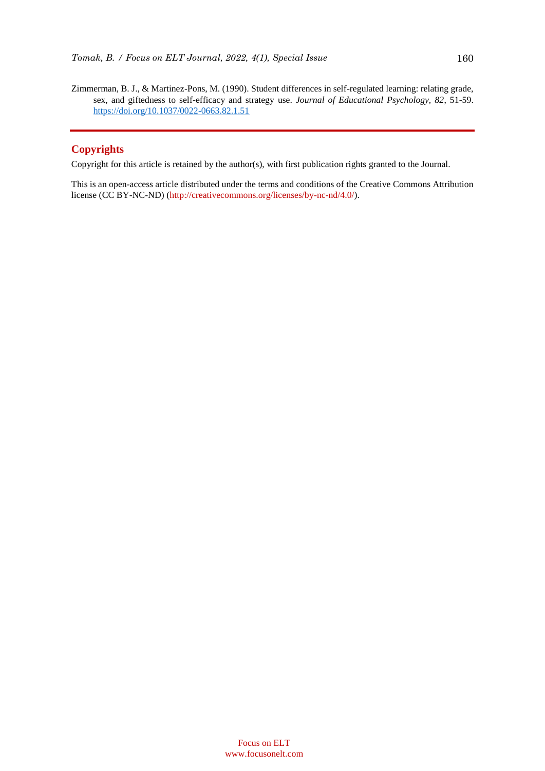Zimmerman, B. J., & Martinez-Pons, M. (1990). Student differences in self-regulated learning: relating grade, sex, and giftedness to self-efficacy and strategy use. *Journal of Educational Psychology, 82*, 51-59. https://doi.org/10.1037/0022-0663.82.1.51

## Copyrights

Copyright for this article is retained by the author(s), with first publication rights granted to the Journal.

This is an open-access article distributed under the terms and conditions of the Creative Commons Attribution license (CC BY-NC-ND) (http://creativecommons.org/licenses/by-nc-nd/4.0/).